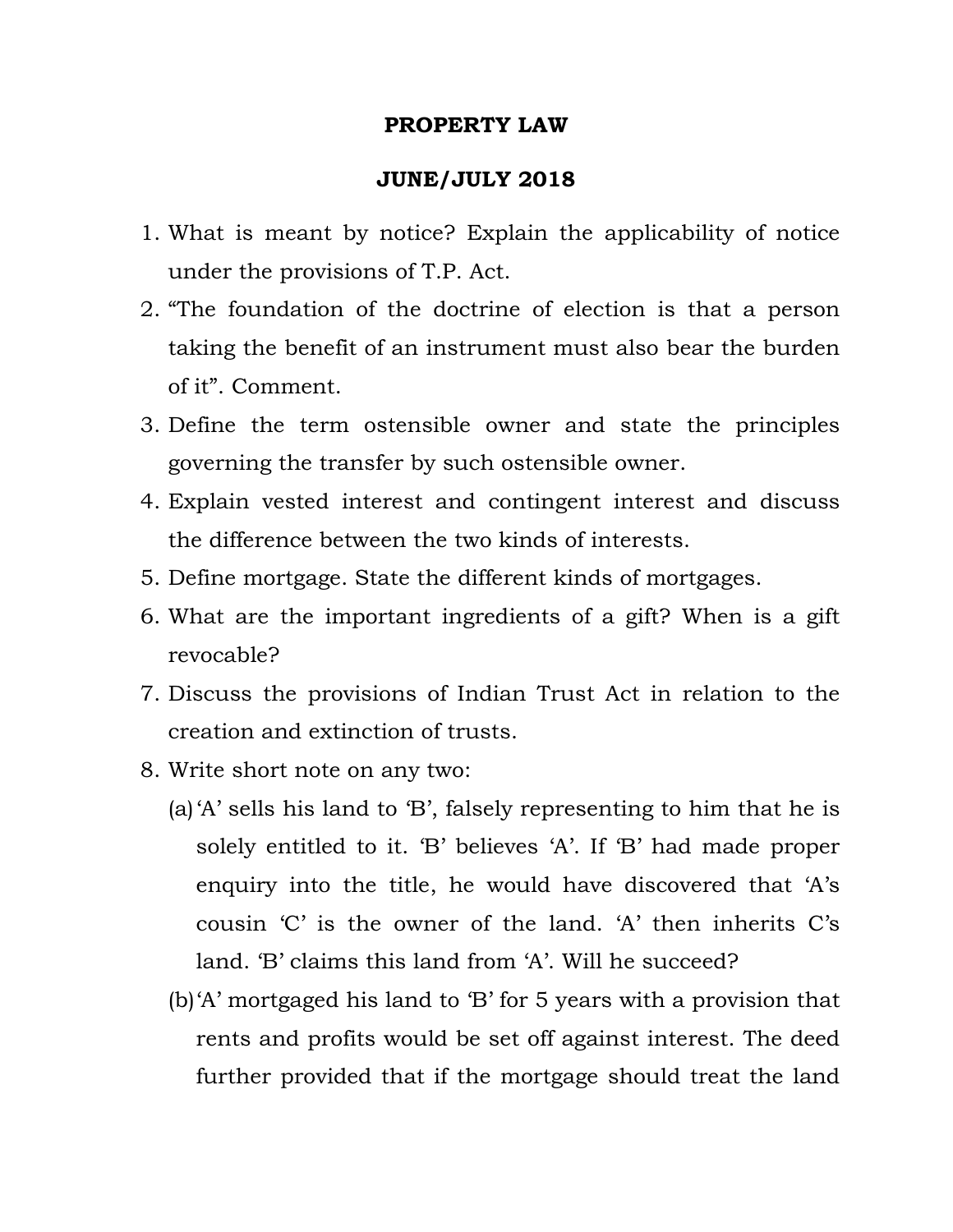# PROPERTY LAW

## JUNE/JULY 2018

1. What is meant by notice? Explain the applicability of notice under the provisions of T.P. Act.
2. "The foundation of the doctrine of election is that a person taking the benefit of an instrument must also bear the burden of it". Comment.
3. Define the term ostensible owner and state the principles governing the transfer by such ostensible owner.
4. Explain vested interest and contingent interest and discuss the difference between the two kinds of interests.
5. Define mortgage. State the different kinds of mortgages.
6. What are the important ingredients of a gift? When is a gift revocable?
7. Discuss the provisions of Indian Trust Act in relation to the creation and extinction of trusts.
8. Write short note on any two:
   (a) 'A' sells his land to 'B', falsely representing to him that he is solely entitled to it. 'B' believes 'A'. If 'B' had made proper enquiry into the title, he would have discovered that 'A's cousin 'C' is the owner of the land. 'A' then inherits C's land. 'B' claims this land from 'A'. Will he succeed?

   (b) 'A' mortgaged his land to 'B' for 5 years with a provision that rents and profits would be set off against interest. The deed further provided that if the mortgage should treat the land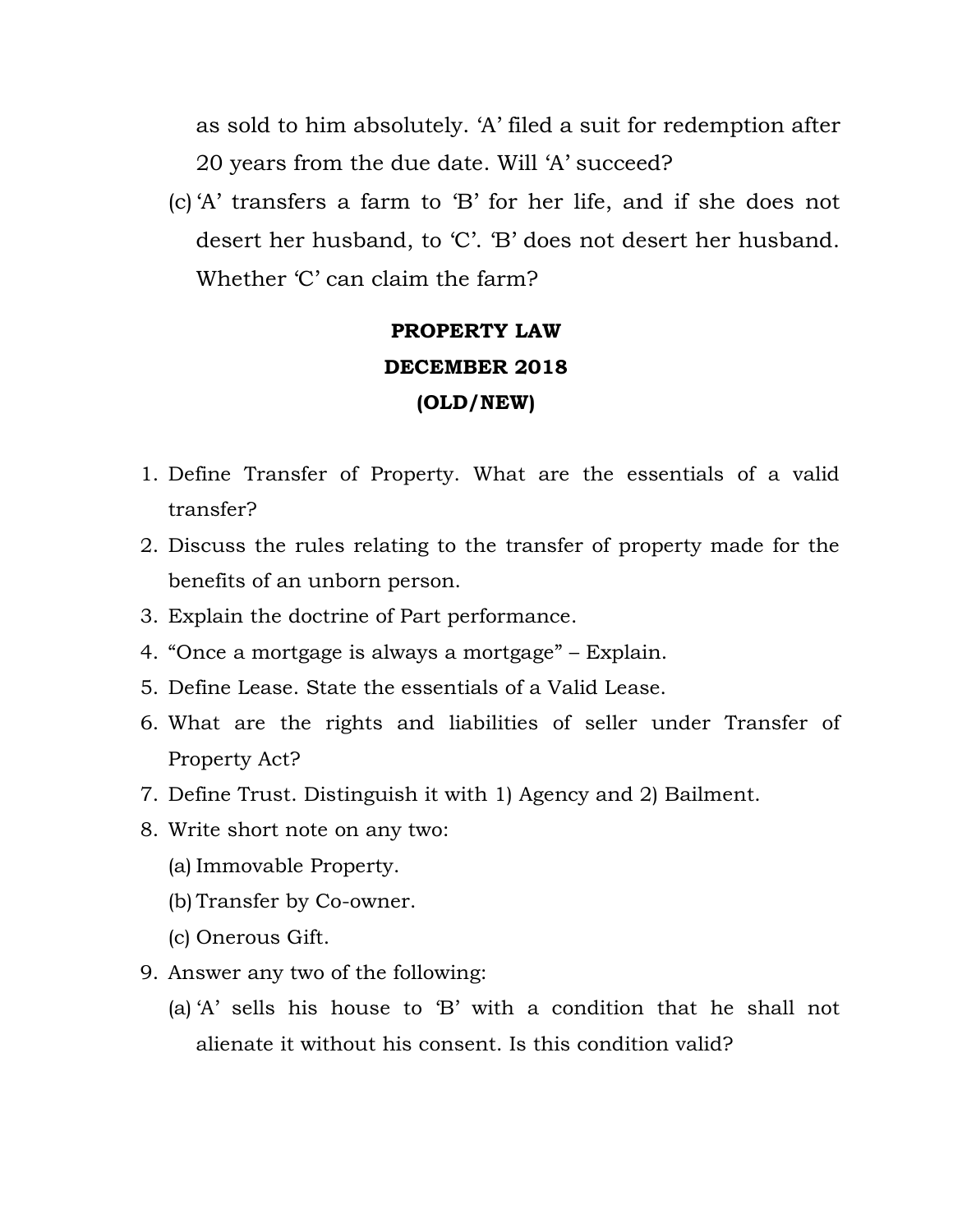as sold to him absolutely. 'A' filed a suit for redemption after 20 years from the due date. Will 'A' succeed?

(c) 'A' transfers a farm to 'B' for her life, and if she does not desert her husband, to 'C'. 'B' does not desert her husband. Whether 'C' can claim the farm?

**PROPERTY LAW**

**DECEMBER 2018**

**(OLD/NEW)**

1. Define Transfer of Property. What are the essentials of a valid transfer?
2. Discuss the rules relating to the transfer of property made for the benefits of an unborn person.
3. Explain the doctrine of Part performance.
4. "Once a mortgage is always a mortgage" – Explain.
5. Define Lease. State the essentials of a Valid Lease.
6. What are the rights and liabilities of seller under Transfer of Property Act?
7. Define Trust. Distinguish it with 1) Agency and 2) Bailment.
8. Write short note on any two:
   - (a) Immovable Property.
   - (b) Transfer by Co-owner.
   - (c) Onerous Gift.
9. Answer any two of the following:
   - (a) 'A' sells his house to 'B' with a condition that he shall not alienate it without his consent. Is this condition valid?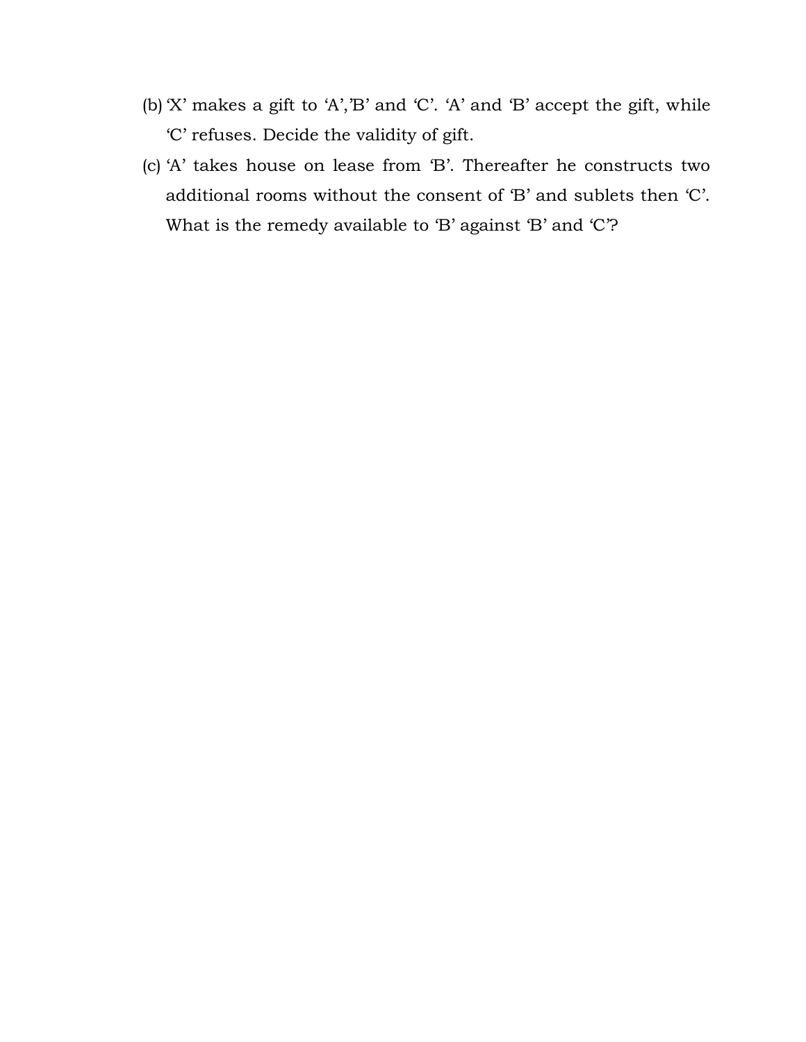(b) ‘X’ makes a gift to ‘A’,’B’ and ‘C’. ‘A’ and ‘B’ accept the gift, while ‘C’ refuses. Decide the validity of gift.

(c) ‘A’ takes house on lease from ‘B’. Thereafter he constructs two additional rooms without the consent of ‘B’ and sublets then ‘C’. What is the remedy available to ‘B’ against ‘B’ and ‘C’?